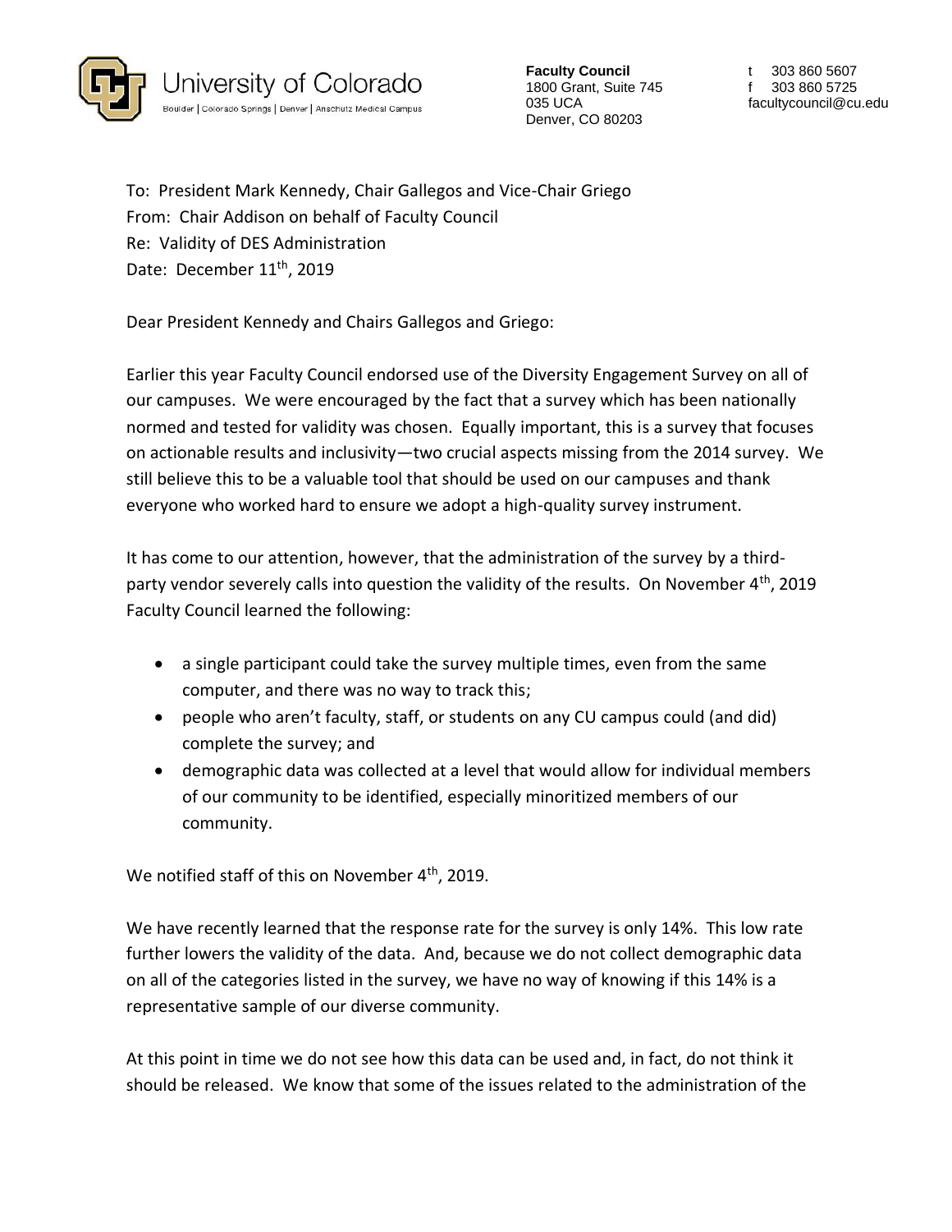University of Colorado
Boulder | Colorado Springs | Denver | Anschutz Medical Campus

**Faculty Council**
1800 Grant, Suite 745
035 UCA
Denver, CO 80203

t 303 860 5607
f 303 860 5725
facultycouncil@cu.edu

To: President Mark Kennedy, Chair Gallegos and Vice-Chair Griego
From: Chair Addison on behalf of Faculty Council
Re: Validity of DES Administration
Date: December 11th, 2019

Dear President Kennedy and Chairs Gallegos and Griego:

Earlier this year Faculty Council endorsed use of the Diversity Engagement Survey on all of our campuses. We were encouraged by the fact that a survey which has been nationally normed and tested for validity was chosen. Equally important, this is a survey that focuses on actionable results and inclusivity—two crucial aspects missing from the 2014 survey. We still believe this to be a valuable tool that should be used on our campuses and thank everyone who worked hard to ensure we adopt a high-quality survey instrument.

It has come to our attention, however, that the administration of the survey by a third-party vendor severely calls into question the validity of the results. On November 4th, 2019 Faculty Council learned the following:

- a single participant could take the survey multiple times, even from the same computer, and there was no way to track this;
- people who aren't faculty, staff, or students on any CU campus could (and did) complete the survey; and
- demographic data was collected at a level that would allow for individual members of our community to be identified, especially minoritized members of our community.

We notified staff of this on November 4th, 2019.

We have recently learned that the response rate for the survey is only 14%. This low rate further lowers the validity of the data. And, because we do not collect demographic data on all of the categories listed in the survey, we have no way of knowing if this 14% is a representative sample of our diverse community.

At this point in time we do not see how this data can be used and, in fact, do not think it should be released. We know that some of the issues related to the administration of the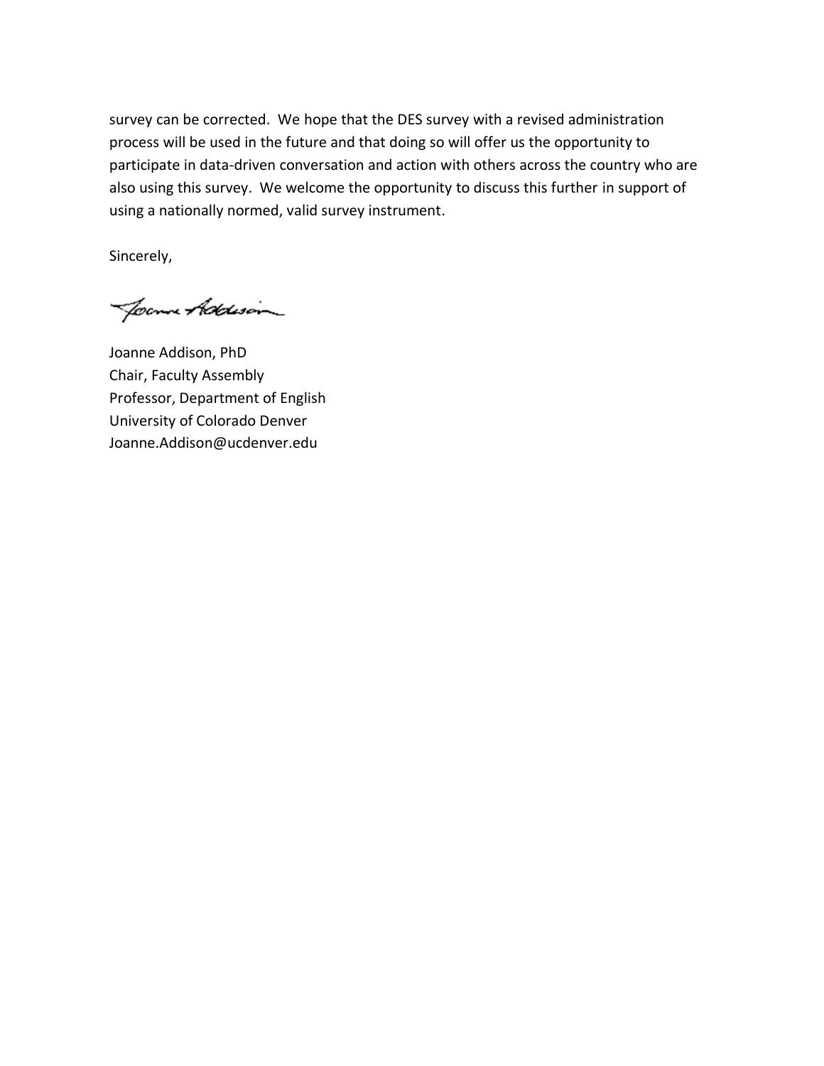survey can be corrected. We hope that the DES survey with a revised administration process will be used in the future and that doing so will offer us the opportunity to participate in data-driven conversation and action with others across the country who are also using this survey. We welcome the opportunity to discuss this further in support of using a nationally normed, valid survey instrument.

Sincerely,

Joanne Addison, PhD
Chair, Faculty Assembly
Professor, Department of English
University of Colorado Denver
Joanne.Addison@ucdenver.edu